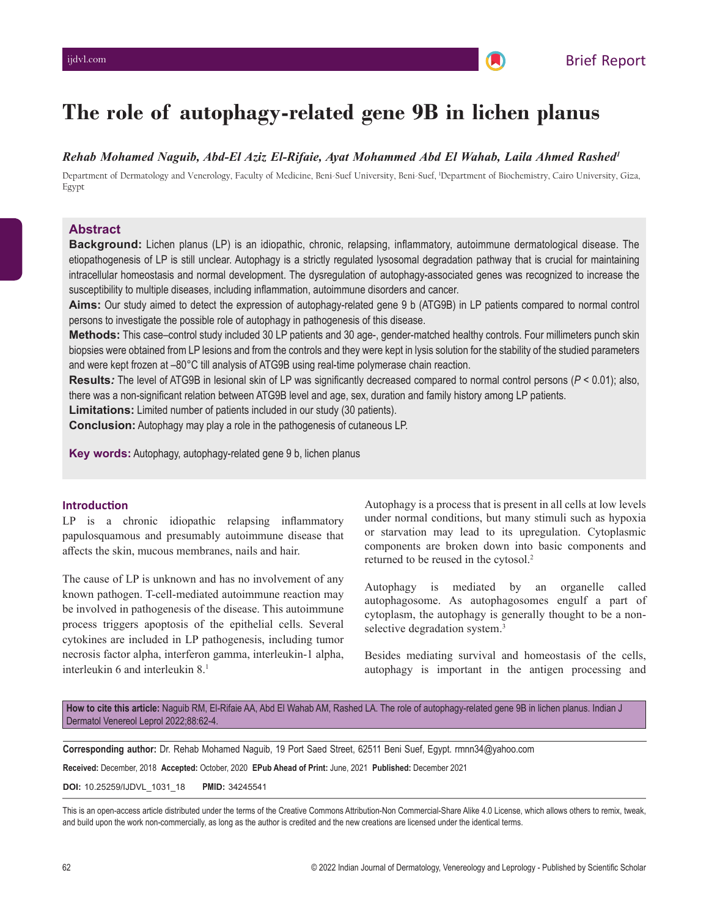Brief Report

# The role of autophagy-related gene 9B in lichen planus

*Rehab Mohamed Naguib, Abd-El Aziz El-Rifaie, Ayat Mohammed Abd El Wahab, Laila Ahmed Rashed[1]*

Department of Dermatology and Venerology, Faculty of Medicine, Beni-Suef University, Beni-Suef, [1]Department of Biochemistry, Cairo University, Giza, Egypt

## Abstract

**Background:** Lichen planus (LP) is an idiopathic, chronic, relapsing, inflammatory, autoimmune dermatological disease. The etiopathogenesis of LP is still unclear. Autophagy is a strictly regulated lysosomal degradation pathway that is crucial for maintaining intracellular homeostasis and normal development. The dysregulation of autophagy-associated genes was recognized to increase the susceptibility to multiple diseases, including inflammation, autoimmune disorders and cancer.

**Aims:** Our study aimed to detect the expression of autophagy-related gene 9 b (ATG9B) in LP patients compared to normal control persons to investigate the possible role of autophagy in pathogenesis of this disease.

**Methods:** This case–control study included 30 LP patients and 30 age-, gender-matched healthy controls. Four millimeters punch skin biopsies were obtained from LP lesions and from the controls and they were kept in lysis solution for the stability of the studied parameters and were kept frozen at –80°C till analysis of ATG9B using real-time polymerase chain reaction.

**Results:** The level of ATG9B in lesional skin of LP was significantly decreased compared to normal control persons ($P < 0.01$); also, there was a non-significant relation between ATG9B level and age, sex, duration and family history among LP patients.

**Limitations:** Limited number of patients included in our study (30 patients).

**Conclusion:** Autophagy may play a role in the pathogenesis of cutaneous LP.

**Key words:** Autophagy, autophagy-related gene 9 b, lichen planus

## Introduction

LP is a chronic idiopathic relapsing inflammatory papulosquamous and presumably autoimmune disease that affects the skin, mucous membranes, nails and hair.

The cause of LP is unknown and has no involvement of any known pathogen. T-cell-mediated autoimmune reaction may be involved in pathogenesis of the disease. This autoimmune process triggers apoptosis of the epithelial cells. Several cytokines are included in LP pathogenesis, including tumor necrosis factor alpha, interferon gamma, interleukin-1 alpha, interleukin 6 and interleukin 8.[1]

Autophagy is a process that is present in all cells at low levels under normal conditions, but many stimuli such as hypoxia or starvation may lead to its upregulation. Cytoplasmic components are broken down into basic components and returned to be reused in the cytosol.[2]

Autophagy is mediated by an organelle called autophagosome. As autophagosomes engulf a part of cytoplasm, the autophagy is generally thought to be a non-selective degradation system.[3]

Besides mediating survival and homeostasis of the cells, autophagy is important in the antigen processing and

**How to cite this article:** Naguib RM, El-Rifaie AA, Abd El Wahab AM, Rashed LA. The role of autophagy-related gene 9B in lichen planus. Indian J Dermatol Venereol Leprol 2022;88:62-4.

**Corresponding author:** Dr. Rehab Mohamed Naguib, 19 Port Saed Street, 62511 Beni Suef, Egypt. rmnn34@yahoo.com

**Received:** December, 2018 **Accepted:** October, 2020 **EPub Ahead of Print:** June, 2021 **Published:** December 2021

**DOI:** 10.25259/IJDVL_1031_18 **PMID:** 34245541

This is an open-access article distributed under the terms of the Creative Commons Attribution-Non Commercial-Share Alike 4.0 License, which allows others to remix, tweak, and build upon the work non-commercially, as long as the author is credited and the new creations are licensed under the identical terms.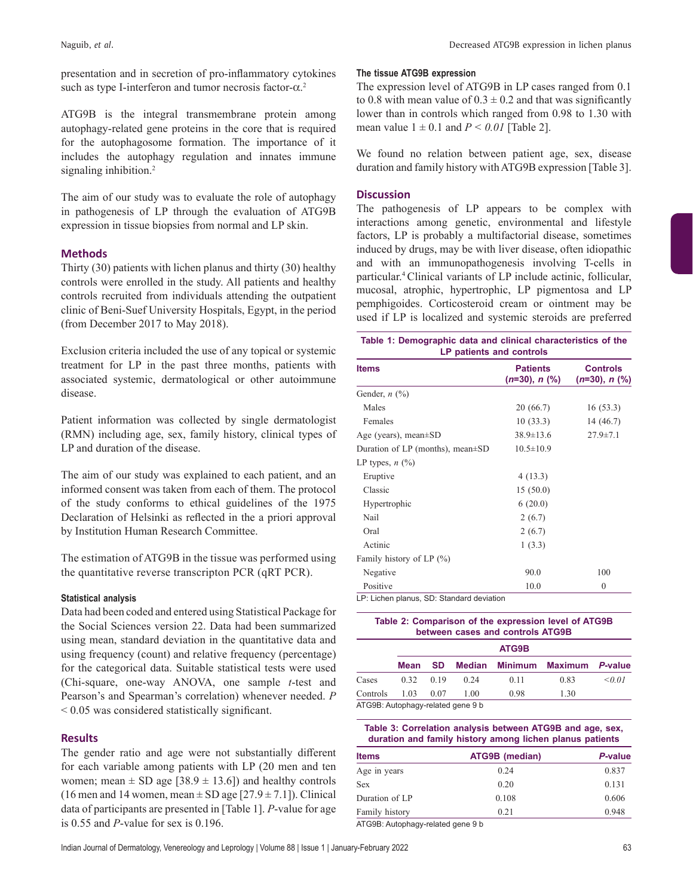presentation and in secretion of pro-inflammatory cytokines such as type I-interferon and tumor necrosis factor-α.[2]

ATG9B is the integral transmembrane protein among autophagy-related gene proteins in the core that is required for the autophagosome formation. The importance of it includes the autophagy regulation and innates immune signaling inhibition.[2]

The aim of our study was to evaluate the role of autophagy in pathogenesis of LP through the evaluation of ATG9B expression in tissue biopsies from normal and LP skin.

## Methods

Thirty (30) patients with lichen planus and thirty (30) healthy controls were enrolled in the study. All patients and healthy controls recruited from individuals attending the outpatient clinic of Beni-Suef University Hospitals, Egypt, in the period (from December 2017 to May 2018).

Exclusion criteria included the use of any topical or systemic treatment for LP in the past three months, patients with associated systemic, dermatological or other autoimmune disease.

Patient information was collected by single dermatologist (RMN) including age, sex, family history, clinical types of LP and duration of the disease.

The aim of our study was explained to each patient, and an informed consent was taken from each of them. The protocol of the study conforms to ethical guidelines of the 1975 Declaration of Helsinki as reflected in the a priori approval by Institution Human Research Committee.

The estimation of ATG9B in the tissue was performed using the quantitative reverse transcripton PCR (qRT PCR).

### Statistical analysis

Data had been coded and entered using Statistical Package for the Social Sciences version 22. Data had been summarized using mean, standard deviation in the quantitative data and using frequency (count) and relative frequency (percentage) for the categorical data. Suitable statistical tests were used (Chi-square, one-way ANOVA, one sample *t*-test and Pearson's and Spearman's correlation) whenever needed. $P < 0.05$ was considered statistically significant.

## Results

The gender ratio and age were not substantially different for each variable among patients with LP (20 men and ten women; mean ± SD age [38.9 ± 13.6]) and healthy controls (16 men and 14 women, mean ± SD age [27.9 ± 7.1]). Clinical data of participants are presented in [Table 1]. *P*-value for age is 0.55 and *P*-value for sex is 0.196.

### The tissue ATG9B expression

The expression level of ATG9B in LP cases ranged from 0.1 to 0.8 with mean value of 0.3 ± 0.2 and that was significantly lower than in controls which ranged from 0.98 to 1.30 with mean value 1 ± 0.1 and $P < 0.01$ [Table 2].

We found no relation between patient age, sex, disease duration and family history with ATG9B expression [Table 3].

**Table 1: Demographic data and clinical characteristics of the LP patients and controls**

| Items | Patients (*n*=30), *n* (%) | Controls (*n*=30), *n* (%) |
|---|---|---|
| Gender, *n* (%) | | |
| Males | 20 (66.7) | 16 (53.3) |
| Females | 10 (33.3) | 14 (46.7) |
| Age (years), mean±SD | 38.9±13.6 | 27.9±7.1 |
| Duration of LP (months), mean±SD | 10.5±10.9 | |
| LP types, *n* (%) | | |
| Eruptive | 4 (13.3) | |
| Classic | 15 (50.0) | |
| Hypertrophic | 6 (20.0) | |
| Nail | 2 (6.7) | |
| Oral | 2 (6.7) | |
| Actinic | 1 (3.3) | |
| Family history of LP (%) | | |
| Negative | 90.0 | 100 |
| Positive | 10.0 | 0 |

LP: Lichen planus, SD: Standard deviation

**Table 2: Comparison of the expression level of ATG9B between cases and controls ATG9B**

| | ATG9B | | | | | |
|---|---|---|---|---|---|---|
| | Mean | SD | Median | Minimum | Maximum | *P*-value |
| Cases | 0.32 | 0.19 | 0.24 | 0.11 | 0.83 | <0.01 |
| Controls | 1.03 | 0.07 | 1.00 | 0.98 | 1.30 | |

ATG9B: Autophagy-related gene 9 b

**Table 3: Correlation analysis between ATG9B and age, sex, duration and family history among lichen planus patients**

| Items | ATG9B (median) | *P*-value |
|---|---|---|
| Age in years | 0.24 | 0.837 |
| Sex | 0.20 | 0.131 |
| Duration of LP | 0.108 | 0.606 |
| Family history | 0.21 | 0.948 |

ATG9B: Autophagy-related gene 9 b

## Discussion

The pathogenesis of LP appears to be complex with interactions among genetic, environmental and lifestyle factors, LP is probably a multifactorial disease, sometimes induced by drugs, may be with liver disease, often idiopathic and with an immunopathogenesis involving T-cells in particular.[4] Clinical variants of LP include actinic, follicular, mucosal, atrophic, hypertrophic, LP pigmentosa and LP pemphigoides. Corticosteroid cream or ointment may be used if LP is localized and systemic steroids are preferred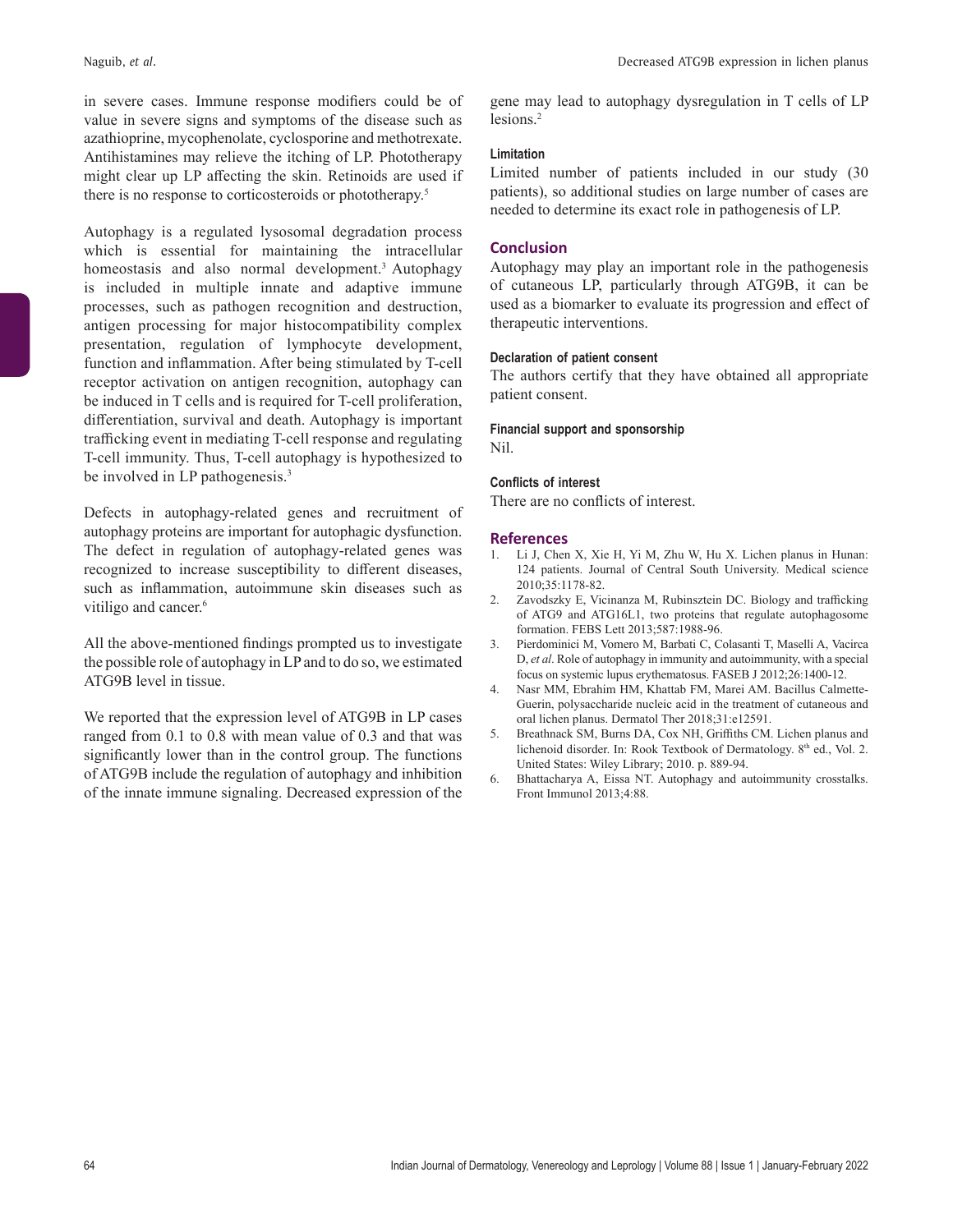in severe cases. Immune response modifiers could be of value in severe signs and symptoms of the disease such as azathioprine, mycophenolate, cyclosporine and methotrexate. Antihistamines may relieve the itching of LP. Phototherapy might clear up LP affecting the skin. Retinoids are used if there is no response to corticosteroids or phototherapy.[5]

Autophagy is a regulated lysosomal degradation process which is essential for maintaining the intracellular homeostasis and also normal development.[3] Autophagy is included in multiple innate and adaptive immune processes, such as pathogen recognition and destruction, antigen processing for major histocompatibility complex presentation, regulation of lymphocyte development, function and inflammation. After being stimulated by T-cell receptor activation on antigen recognition, autophagy can be induced in T cells and is required for T-cell proliferation, differentiation, survival and death. Autophagy is important trafficking event in mediating T-cell response and regulating T-cell immunity. Thus, T-cell autophagy is hypothesized to be involved in LP pathogenesis.[3]

Defects in autophagy-related genes and recruitment of autophagy proteins are important for autophagic dysfunction. The defect in regulation of autophagy-related genes was recognized to increase susceptibility to different diseases, such as inflammation, autoimmune skin diseases such as vitiligo and cancer.[6]

All the above-mentioned findings prompted us to investigate the possible role of autophagy in LP and to do so, we estimated ATG9B level in tissue.

We reported that the expression level of ATG9B in LP cases ranged from 0.1 to 0.8 with mean value of 0.3 and that was significantly lower than in the control group. The functions of ATG9B include the regulation of autophagy and inhibition of the innate immune signaling. Decreased expression of the gene may lead to autophagy dysregulation in T cells of LP lesions.[2]

#### Limitation

Limited number of patients included in our study (30 patients), so additional studies on large number of cases are needed to determine its exact role in pathogenesis of LP.

## Conclusion

Autophagy may play an important role in the pathogenesis of cutaneous LP, particularly through ATG9B, it can be used as a biomarker to evaluate its progression and effect of therapeutic interventions.

#### Declaration of patient consent

The authors certify that they have obtained all appropriate patient consent.

#### Financial support and sponsorship

Nil.

#### Conflicts of interest

There are no conflicts of interest.

## References

1. Li J, Chen X, Xie H, Yi M, Zhu W, Hu X. Lichen planus in Hunan: 124 patients. Journal of Central South University. Medical science 2010;35:1178-82.
2. Zavodszky E, Vicinanza M, Rubinsztein DC. Biology and trafficking of ATG9 and ATG16L1, two proteins that regulate autophagosome formation. FEBS Lett 2013;587:1988-96.
3. Pierdominici M, Vomero M, Barbati C, Colasanti T, Maselli A, Vacirca D, *et al*. Role of autophagy in immunity and autoimmunity, with a special focus on systemic lupus erythematosus. FASEB J 2012;26:1400-12.
4. Nasr MM, Ebrahim HM, Khattab FM, Marei AM. Bacillus Calmette-Guerin, polysaccharide nucleic acid in the treatment of cutaneous and oral lichen planus. Dermatol Ther 2018;31:e12591.
5. Breathnack SM, Burns DA, Cox NH, Griffiths CM. Lichen planus and lichenoid disorder. In: Rook Textbook of Dermatology. 8th ed., Vol. 2. United States: Wiley Library; 2010. p. 889-94.
6. Bhattacharya A, Eissa NT. Autophagy and autoimmunity crosstalks. Front Immunol 2013;4:88.